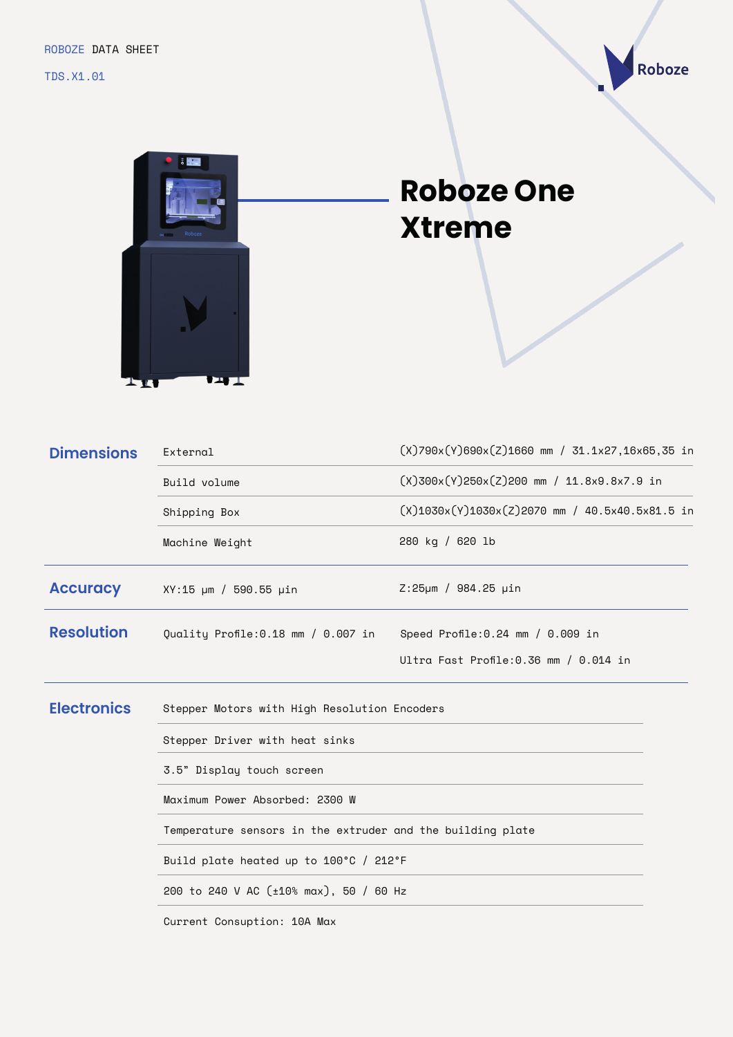ROBOZE DATA SHEET

TDS.X1.01

# Roboze One Xtreme

## Dimensions

| | |
|---|---|
| External | (X)790x(Y)690x(Z)1660 mm / 31.1x27,16x65,35 in |
| Build volume | (X)300x(Y)250x(Z)200 mm / 11.8x9.8x7.9 in |
| Shipping Box | (X)1030x(Y)1030x(Z)2070 mm / 40.5x40.5x81.5 in |
| Machine Weight | 280 kg / 620 lb |

## Accuracy

| | |
|---|---|
| XY:15 µm / 590.55 µin | Z:25µm / 984.25 µin |

## Resolution

| | |
|---|---|
| Quality Profile:0.18 mm / 0.007 in | Speed Profile:0.24 mm / 0.009 in |
| | Ultra Fast Profile:0.36 mm / 0.014 in |

## Electronics

- Stepper Motors with High Resolution Encoders
- Stepper Driver with heat sinks
- 3.5" Display touch screen
- Maximum Power Absorbed: 2300 W
- Temperature sensors in the extruder and the building plate
- Build plate heated up to 100°C / 212°F
- 200 to 240 V AC (±10% max), 50 / 60 Hz
- Current Consuption: 10A Max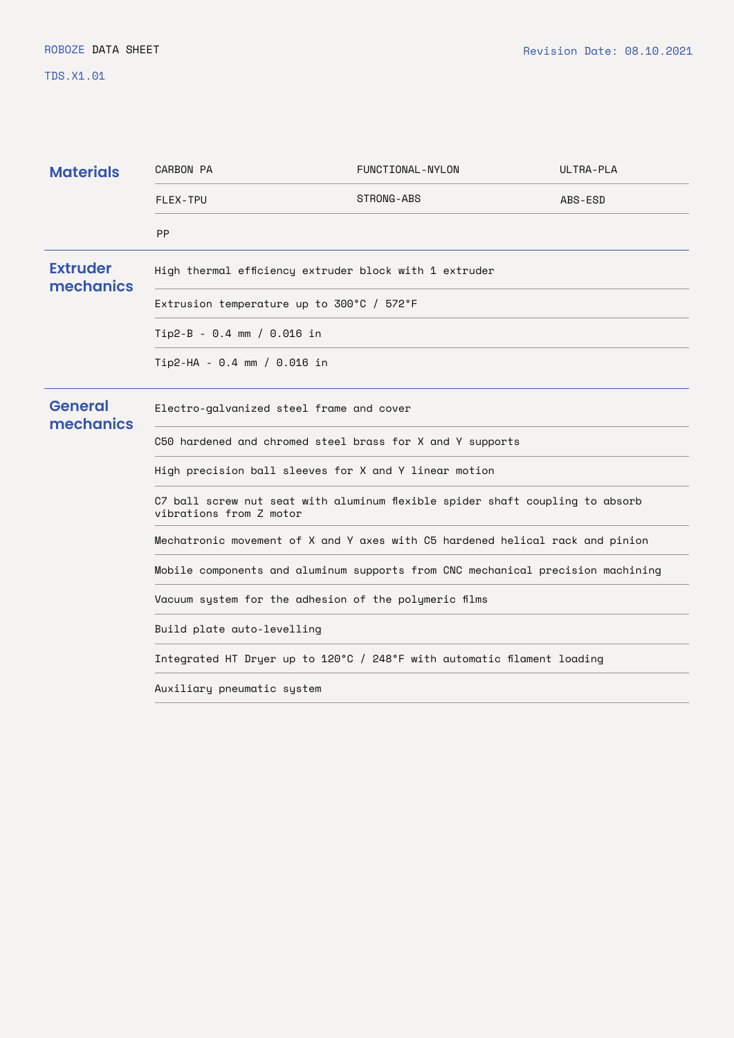ROBOZE DATA SHEET

TDS.X1.01

Revision Date: 08.10.2021

## Materials

| | | |
|---|---|---|
| CARBON PA | FUNCTIONAL-NYLON | ULTRA-PLA |
| FLEX-TPU | STRONG-ABS | ABS-ESD |
| PP | | |

## Extruder mechanics

- High thermal efficiency extruder block with 1 extruder
- Extrusion temperature up to 300°C / 572°F
- Tip2-B - 0.4 mm / 0.016 in
- Tip2-HA - 0.4 mm / 0.016 in

## General mechanics

- Electro-galvanized steel frame and cover
- C50 hardened and chromed steel brass for X and Y supports
- High precision ball sleeves for X and Y linear motion
- C7 ball screw nut seat with aluminum flexible spider shaft coupling to absorb vibrations from Z motor
- Mechatronic movement of X and Y axes with C5 hardened helical rack and pinion
- Mobile components and aluminum supports from CNC mechanical precision machining
- Vacuum system for the adhesion of the polymeric films
- Build plate auto-levelling
- Integrated HT Dryer up to 120°C / 248°F with automatic filament loading
- Auxiliary pneumatic system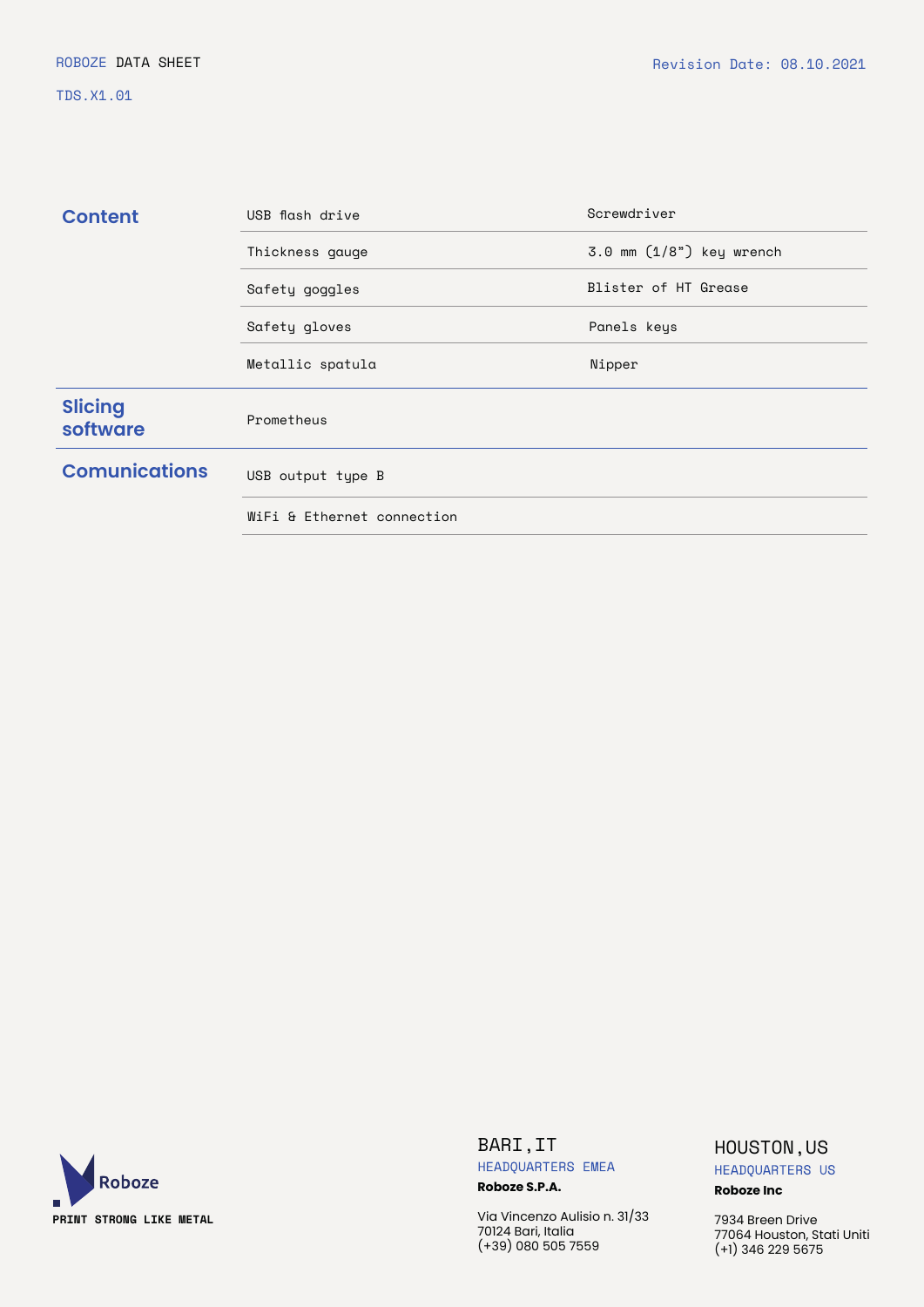| | | |
|---|---|---|
| **Content** | USB flash drive | Screwdriver |
| | Thickness gauge | 3.0 mm (1/8") key wrench |
| | Safety goggles | Blister of HT Grease |
| | Safety gloves | Panels keys |
| | Metallic spatula | Nipper |
| **Slicing software** | Prometheus | |
| **Comunications** | USB output type B | |
| | WiFi & Ethernet connection | |

Roboze

PRINT STRONG LIKE METAL

BARI, IT
HEADQUARTERS EMEA
**Roboze S.P.A.**

Via Vincenzo Aulisio n. 31/33
70124 Bari, Italia
(+39) 080 505 7559

HOUSTON, US
HEADQUARTERS US
**Roboze Inc**

7934 Breen Drive
77064 Houston, Stati Uniti
(+1) 346 229 5675